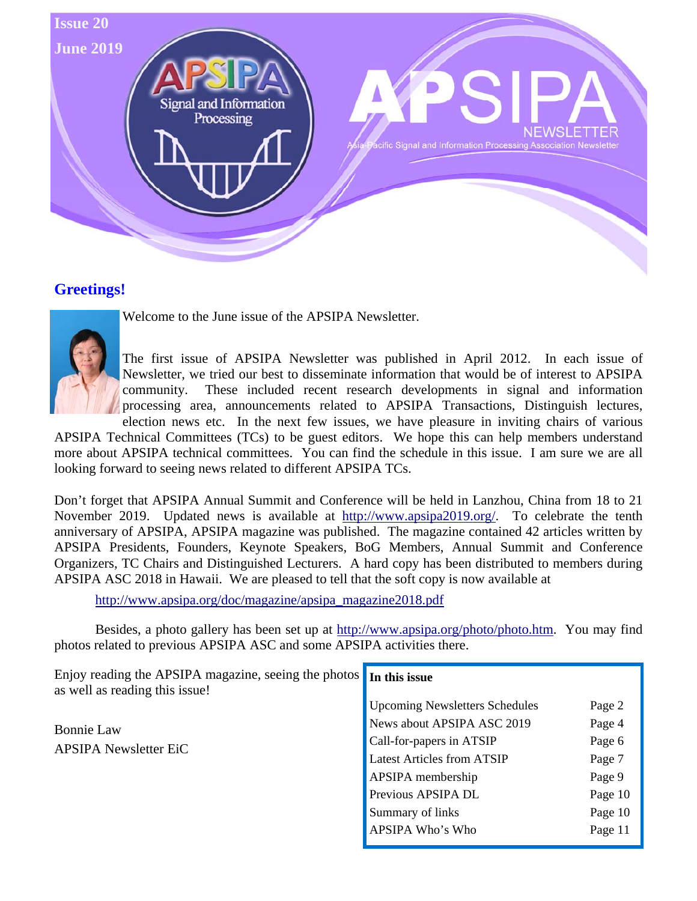Issue 20

June 2019

# APSIPA NEWSLETTER

Asia-Pacific Signal and Information Processing Association Newsletter

## Greetings!

Welcome to the June issue of the APSIPA Newsletter.

The first issue of APSIPA Newsletter was published in April 2012. In each issue of Newsletter, we tried our best to disseminate information that would be of interest to APSIPA community. These included recent research developments in signal and information processing area, announcements related to APSIPA Transactions, Distinguish lectures, election news etc. In the next few issues, we have pleasure in inviting chairs of various APSIPA Technical Committees (TCs) to be guest editors. We hope this can help members understand more about APSIPA technical committees. You can find the schedule in this issue. I am sure we are all looking forward to seeing news related to different APSIPA TCs.

Don't forget that APSIPA Annual Summit and Conference will be held in Lanzhou, China from 18 to 21 November 2019. Updated news is available at http://www.apsipa2019.org/. To celebrate the tenth anniversary of APSIPA, APSIPA magazine was published. The magazine contained 42 articles written by APSIPA Presidents, Founders, Keynote Speakers, BoG Members, Annual Summit and Conference Organizers, TC Chairs and Distinguished Lecturers. A hard copy has been distributed to members during APSIPA ASC 2018 in Hawaii. We are pleased to tell that the soft copy is now available at

http://www.apsipa.org/doc/magazine/apsipa_magazine2018.pdf

Besides, a photo gallery has been set up at http://www.apsipa.org/photo/photo.htm. You may find photos related to previous APSIPA ASC and some APSIPA activities there.

Enjoy reading the APSIPA magazine, seeing the photos as well as reading this issue!

Bonnie Law

APSIPA Newsletter EiC

| **In this issue** | |
|---|---|
| Upcoming Newsletters Schedules | Page 2 |
| News about APSIPA ASC 2019 | Page 4 |
| Call-for-papers in ATSIP | Page 6 |
| Latest Articles from ATSIP | Page 7 |
| APSIPA membership | Page 9 |
| Previous APSIPA DL | Page 10 |
| Summary of links | Page 10 |
| APSIPA Who's Who | Page 11 |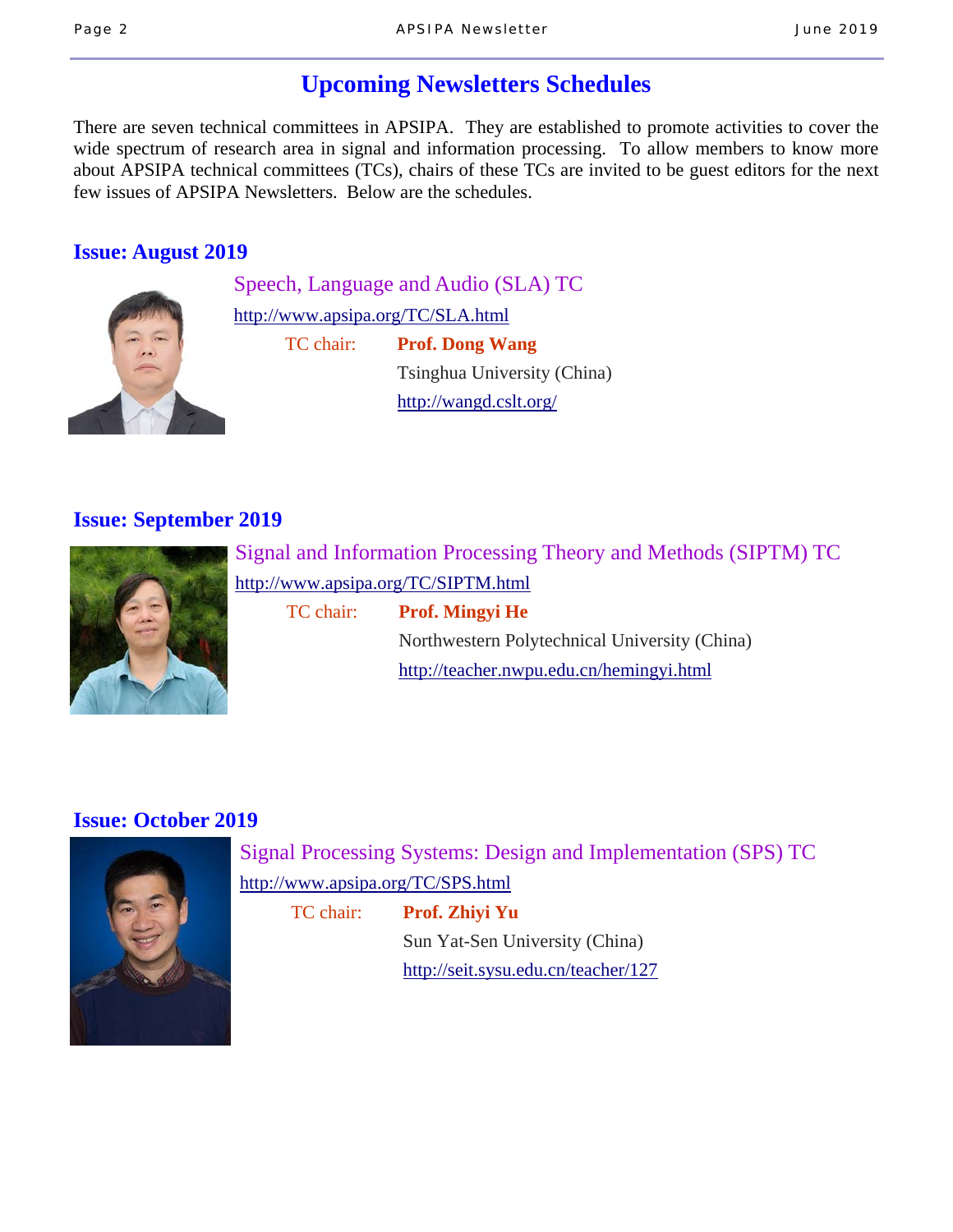## Upcoming Newsletters Schedules

There are seven technical committees in APSIPA. They are established to promote activities to cover the wide spectrum of research area in signal and information processing. To allow members to know more about APSIPA technical committees (TCs), chairs of these TCs are invited to be guest editors for the next few issues of APSIPA Newsletters. Below are the schedules.

### Issue: August 2019

Speech, Language and Audio (SLA) TC

http://www.apsipa.org/TC/SLA.html

TC chair: **Prof. Dong Wang**

Tsinghua University (China)

http://wangd.cslt.org/

### Issue: September 2019

Signal and Information Processing Theory and Methods (SIPTM) TC

http://www.apsipa.org/TC/SIPTM.html

TC chair: **Prof. Mingyi He**

Northwestern Polytechnical University (China)

http://teacher.nwpu.edu.cn/hemingyi.html

### Issue: October 2019

Signal Processing Systems: Design and Implementation (SPS) TC

http://www.apsipa.org/TC/SPS.html

TC chair: **Prof. Zhiyi Yu**

Sun Yat-Sen University (China)

http://seit.sysu.edu.cn/teacher/127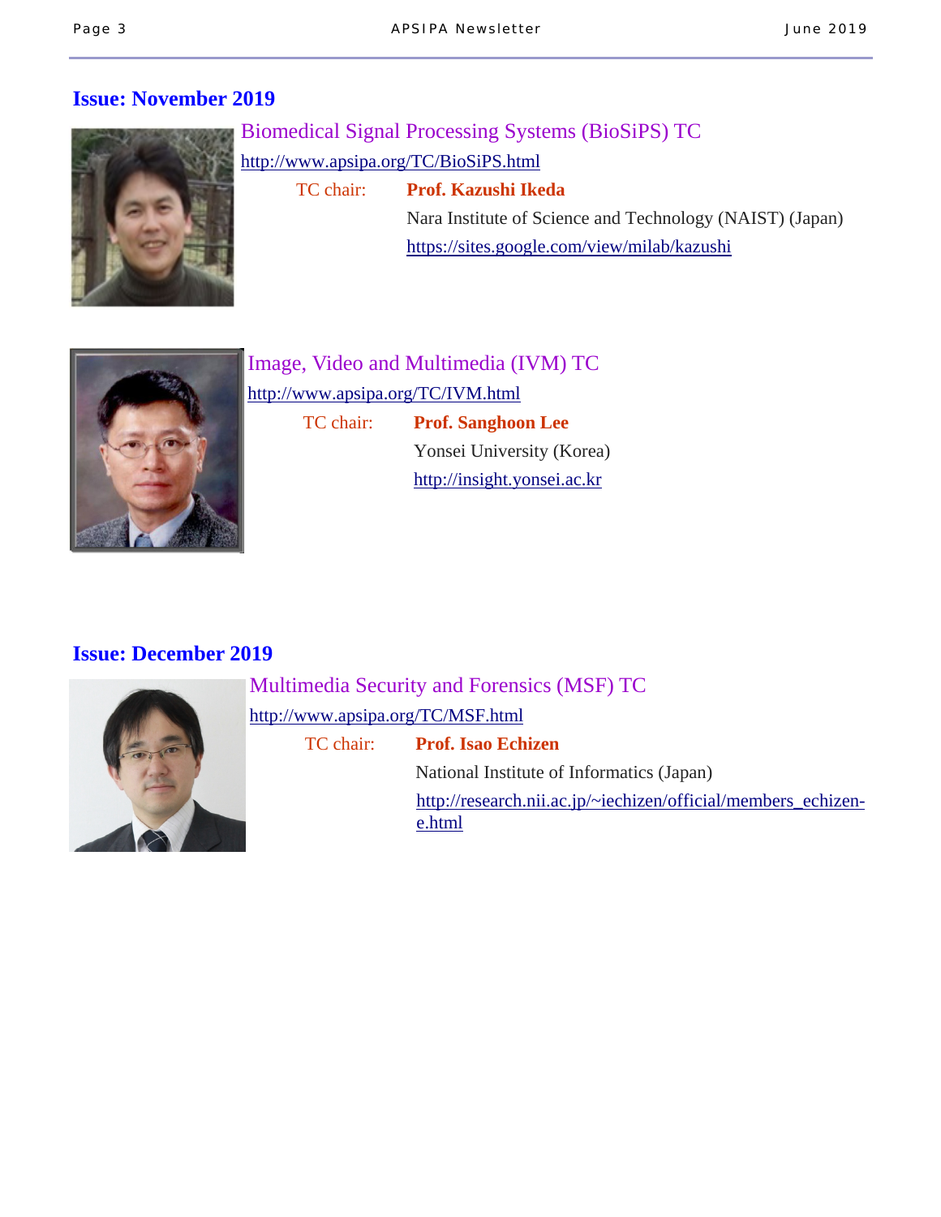## Issue: November 2019

### Biomedical Signal Processing Systems (BioSiPS) TC

http://www.apsipa.org/TC/BioSiPS.html

TC chair: **Prof. Kazushi Ikeda**

Nara Institute of Science and Technology (NAIST) (Japan)

https://sites.google.com/view/milab/kazushi

### Image, Video and Multimedia (IVM) TC

http://www.apsipa.org/TC/IVM.html

TC chair: **Prof. Sanghoon Lee**

Yonsei University (Korea)

http://insight.yonsei.ac.kr

## Issue: December 2019

### Multimedia Security and Forensics (MSF) TC

http://www.apsipa.org/TC/MSF.html

TC chair: **Prof. Isao Echizen**

National Institute of Informatics (Japan)

http://research.nii.ac.jp/~iechizen/official/members_echizen-e.html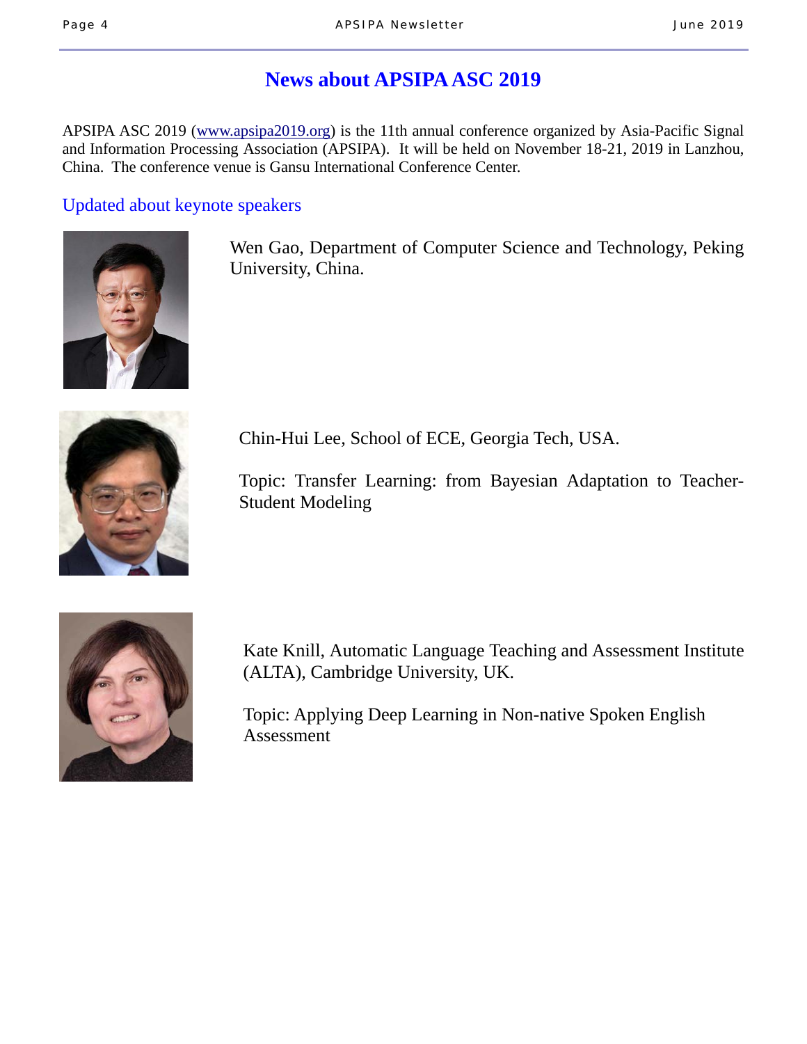# News about APSIPA ASC 2019

APSIPA ASC 2019 (www.apsipa2019.org) is the 11th annual conference organized by Asia-Pacific Signal and Information Processing Association (APSIPA). It will be held on November 18-21, 2019 in Lanzhou, China. The conference venue is Gansu International Conference Center.

## Updated about keynote speakers

Wen Gao, Department of Computer Science and Technology, Peking University, China.

Chin-Hui Lee, School of ECE, Georgia Tech, USA.

Topic: Transfer Learning: from Bayesian Adaptation to Teacher-Student Modeling

Kate Knill, Automatic Language Teaching and Assessment Institute (ALTA), Cambridge University, UK.

Topic: Applying Deep Learning in Non-native Spoken English Assessment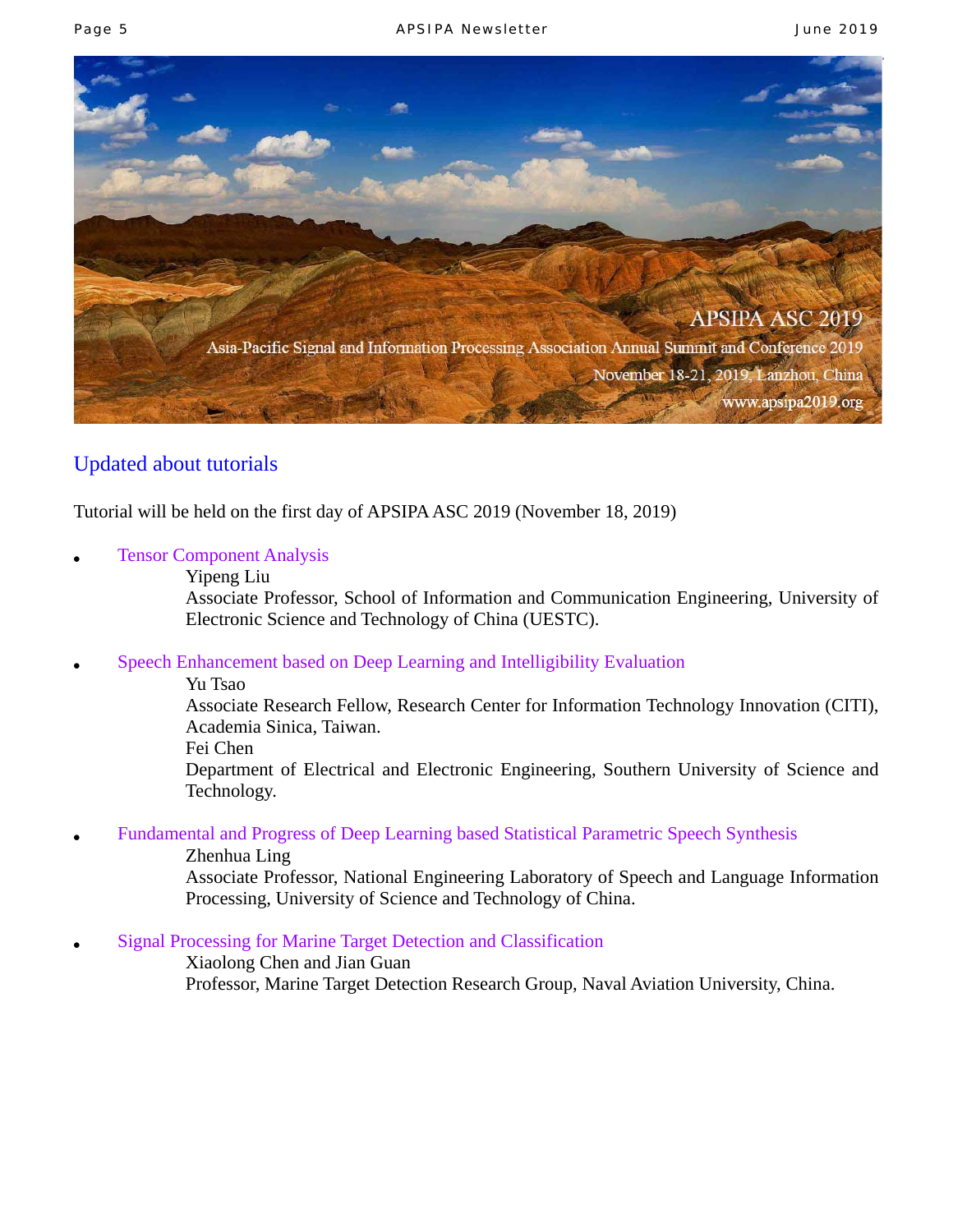APSIPA ASC 2019

Asia-Pacific Signal and Information Processing Association Annual Summit and Conference 2019

November 18-21, 2019, Lanzhou, China

www.apsipa2019.org

## Updated about tutorials

Tutorial will be held on the first day of APSIPA ASC 2019 (November 18, 2019)

- Tensor Component Analysis
  Yipeng Liu
  Associate Professor, School of Information and Communication Engineering, University of Electronic Science and Technology of China (UESTC).

- Speech Enhancement based on Deep Learning and Intelligibility Evaluation
  Yu Tsao
  Associate Research Fellow, Research Center for Information Technology Innovation (CITI), Academia Sinica, Taiwan.
  Fei Chen
  Department of Electrical and Electronic Engineering, Southern University of Science and Technology.

- Fundamental and Progress of Deep Learning based Statistical Parametric Speech Synthesis
  Zhenhua Ling
  Associate Professor, National Engineering Laboratory of Speech and Language Information Processing, University of Science and Technology of China.

- Signal Processing for Marine Target Detection and Classification
  Xiaolong Chen and Jian Guan
  Professor, Marine Target Detection Research Group, Naval Aviation University, China.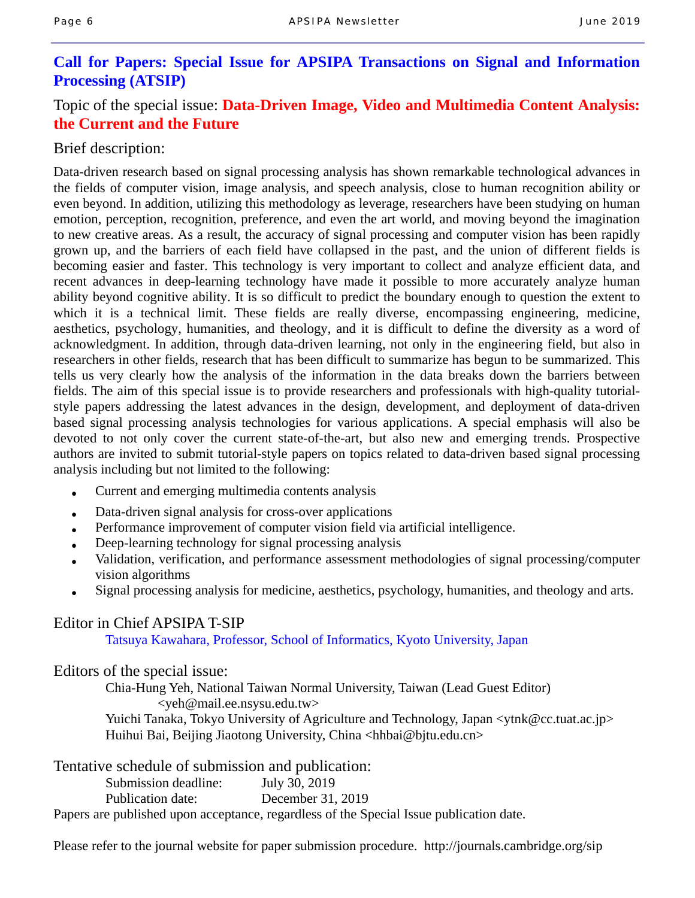## Call for Papers: Special Issue for APSIPA Transactions on Signal and Information Processing (ATSIP)

Topic of the special issue: **Data-Driven Image, Video and Multimedia Content Analysis: the Current and the Future**

Brief description:

Data-driven research based on signal processing analysis has shown remarkable technological advances in the fields of computer vision, image analysis, and speech analysis, close to human recognition ability or even beyond. In addition, utilizing this methodology as leverage, researchers have been studying on human emotion, perception, recognition, preference, and even the art world, and moving beyond the imagination to new creative areas. As a result, the accuracy of signal processing and computer vision has been rapidly grown up, and the barriers of each field have collapsed in the past, and the union of different fields is becoming easier and faster. This technology is very important to collect and analyze efficient data, and recent advances in deep-learning technology have made it possible to more accurately analyze human ability beyond cognitive ability. It is so difficult to predict the boundary enough to question the extent to which it is a technical limit. These fields are really diverse, encompassing engineering, medicine, aesthetics, psychology, humanities, and theology, and it is difficult to define the diversity as a word of acknowledgment. In addition, through data-driven learning, not only in the engineering field, but also in researchers in other fields, research that has been difficult to summarize has begun to be summarized. This tells us very clearly how the analysis of the information in the data breaks down the barriers between fields. The aim of this special issue is to provide researchers and professionals with high-quality tutorial-style papers addressing the latest advances in the design, development, and deployment of data-driven based signal processing analysis technologies for various applications. A special emphasis will also be devoted to not only cover the current state-of-the-art, but also new and emerging trends. Prospective authors are invited to submit tutorial-style papers on topics related to data-driven based signal processing analysis including but not limited to the following:

- Current and emerging multimedia contents analysis
- Data-driven signal analysis for cross-over applications
- Performance improvement of computer vision field via artificial intelligence.
- Deep-learning technology for signal processing analysis
- Validation, verification, and performance assessment methodologies of signal processing/computer vision algorithms
- Signal processing analysis for medicine, aesthetics, psychology, humanities, and theology and arts.

Editor in Chief APSIPA T-SIP

Tatsuya Kawahara, Professor, School of Informatics, Kyoto University, Japan

Editors of the special issue:

Chia-Hung Yeh, National Taiwan Normal University, Taiwan (Lead Guest Editor) <yeh@mail.ee.nsysu.edu.tw>
Yuichi Tanaka, Tokyo University of Agriculture and Technology, Japan <ytnk@cc.tuat.ac.jp>
Huihui Bai, Beijing Jiaotong University, China <hhbai@bjtu.edu.cn>

Tentative schedule of submission and publication:

Submission deadline: July 30, 2019
Publication date: December 31, 2019

Papers are published upon acceptance, regardless of the Special Issue publication date.

Please refer to the journal website for paper submission procedure. http://journals.cambridge.org/sip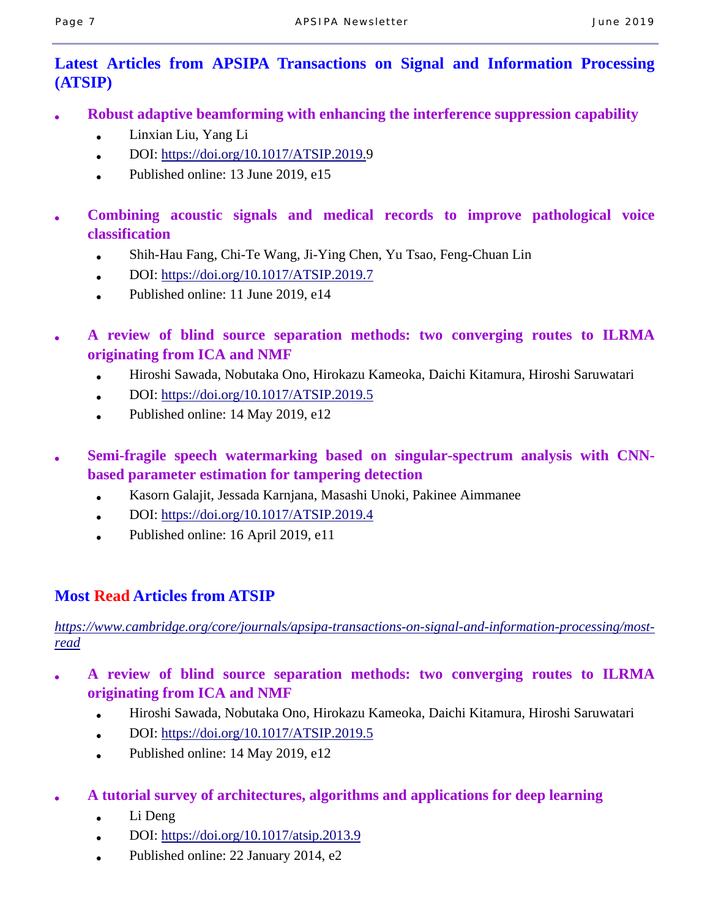## Latest Articles from APSIPA Transactions on Signal and Information Processing (ATSIP)

- **Robust adaptive beamforming with enhancing the interference suppression capability**
  - Linxian Liu, Yang Li
  - DOI: https://doi.org/10.1017/ATSIP.2019.9
  - Published online: 13 June 2019, e15

- **Combining acoustic signals and medical records to improve pathological voice classification**
  - Shih-Hau Fang, Chi-Te Wang, Ji-Ying Chen, Yu Tsao, Feng-Chuan Lin
  - DOI: https://doi.org/10.1017/ATSIP.2019.7
  - Published online: 11 June 2019, e14

- **A review of blind source separation methods: two converging routes to ILRMA originating from ICA and NMF**
  - Hiroshi Sawada, Nobutaka Ono, Hirokazu Kameoka, Daichi Kitamura, Hiroshi Saruwatari
  - DOI: https://doi.org/10.1017/ATSIP.2019.5
  - Published online: 14 May 2019, e12

- **Semi-fragile speech watermarking based on singular-spectrum analysis with CNN-based parameter estimation for tampering detection**
  - Kasorn Galajit, Jessada Karnjana, Masashi Unoki, Pakinee Aimmanee
  - DOI: https://doi.org/10.1017/ATSIP.2019.4
  - Published online: 16 April 2019, e11

## Most Read Articles from ATSIP

*https://www.cambridge.org/core/journals/apsipa-transactions-on-signal-and-information-processing/most-read*

- **A review of blind source separation methods: two converging routes to ILRMA originating from ICA and NMF**
  - Hiroshi Sawada, Nobutaka Ono, Hirokazu Kameoka, Daichi Kitamura, Hiroshi Saruwatari
  - DOI: https://doi.org/10.1017/ATSIP.2019.5
  - Published online: 14 May 2019, e12

- **A tutorial survey of architectures, algorithms and applications for deep learning**
  - Li Deng
  - DOI: https://doi.org/10.1017/atsip.2013.9
  - Published online: 22 January 2014, e2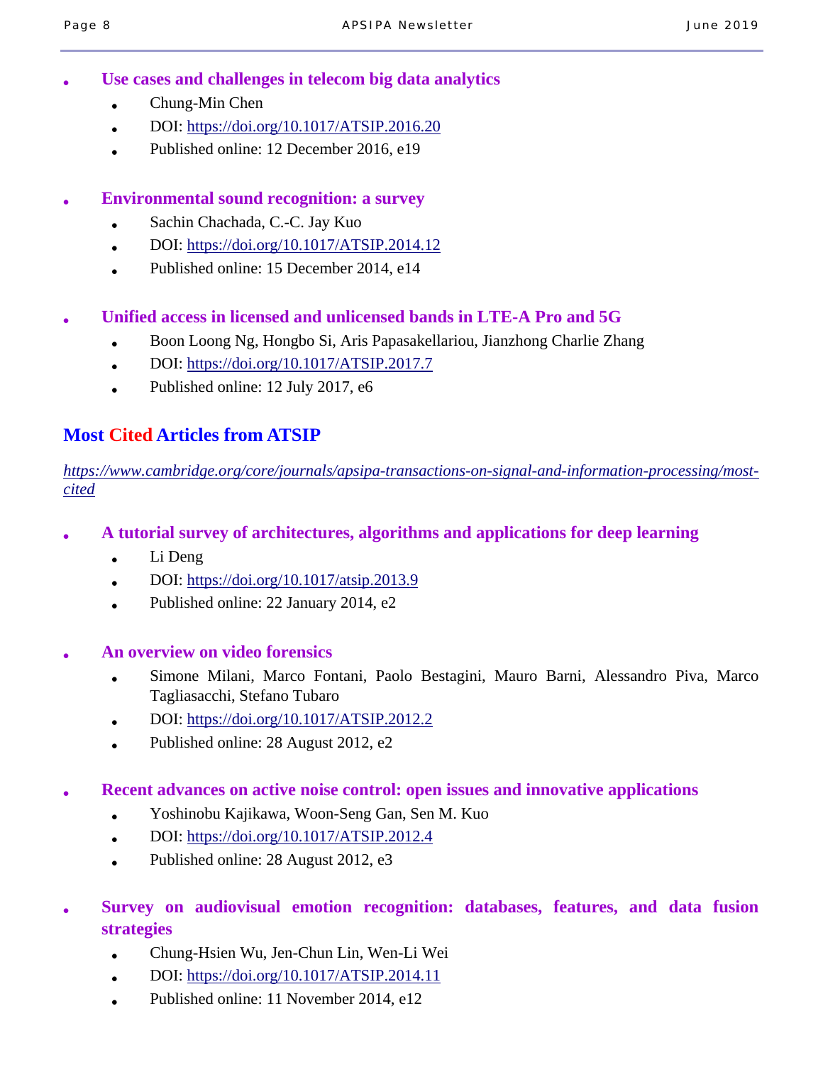- **Use cases and challenges in telecom big data analytics**
    - Chung-Min Chen
    - DOI: https://doi.org/10.1017/ATSIP.2016.20
    - Published online: 12 December 2016, e19

- **Environmental sound recognition: a survey**
    - Sachin Chachada, C.-C. Jay Kuo
    - DOI: https://doi.org/10.1017/ATSIP.2014.12
    - Published online: 15 December 2014, e14

- **Unified access in licensed and unlicensed bands in LTE-A Pro and 5G**
    - Boon Loong Ng, Hongbo Si, Aris Papasakellariou, Jianzhong Charlie Zhang
    - DOI: https://doi.org/10.1017/ATSIP.2017.7
    - Published online: 12 July 2017, e6

## Most Cited Articles from ATSIP

*https://www.cambridge.org/core/journals/apsipa-transactions-on-signal-and-information-processing/most-cited*

- **A tutorial survey of architectures, algorithms and applications for deep learning**
    - Li Deng
    - DOI: https://doi.org/10.1017/atsip.2013.9
    - Published online: 22 January 2014, e2

- **An overview on video forensics**
    - Simone Milani, Marco Fontani, Paolo Bestagini, Mauro Barni, Alessandro Piva, Marco Tagliasacchi, Stefano Tubaro
    - DOI: https://doi.org/10.1017/ATSIP.2012.2
    - Published online: 28 August 2012, e2

- **Recent advances on active noise control: open issues and innovative applications**
    - Yoshinobu Kajikawa, Woon-Seng Gan, Sen M. Kuo
    - DOI: https://doi.org/10.1017/ATSIP.2012.4
    - Published online: 28 August 2012, e3

- **Survey on audiovisual emotion recognition: databases, features, and data fusion strategies**
    - Chung-Hsien Wu, Jen-Chun Lin, Wen-Li Wei
    - DOI: https://doi.org/10.1017/ATSIP.2014.11
    - Published online: 11 November 2014, e12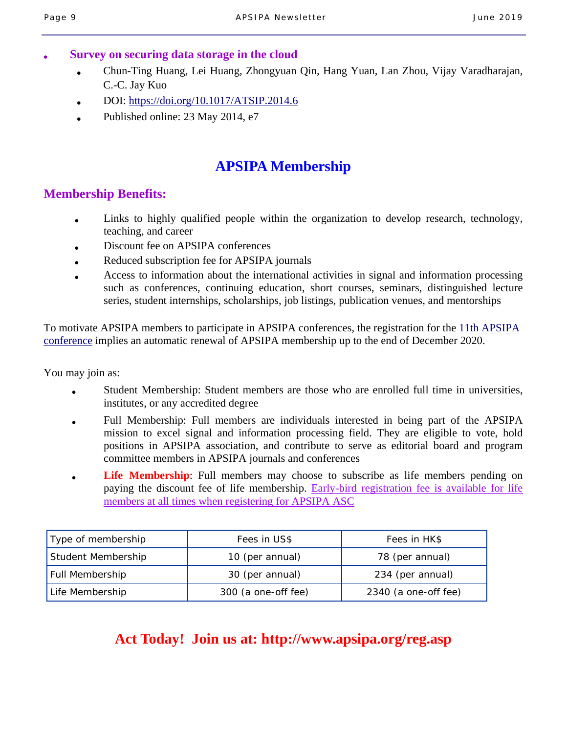- **Survey on securing data storage in the cloud**
  - Chun-Ting Huang, Lei Huang, Zhongyuan Qin, Hang Yuan, Lan Zhou, Vijay Varadharajan, C.-C. Jay Kuo
  - DOI: https://doi.org/10.1017/ATSIP.2014.6
  - Published online: 23 May 2014, e7

# APSIPA Membership

## Membership Benefits:

- Links to highly qualified people within the organization to develop research, technology, teaching, and career
- Discount fee on APSIPA conferences
- Reduced subscription fee for APSIPA journals
- Access to information about the international activities in signal and information processing such as conferences, continuing education, short courses, seminars, distinguished lecture series, student internships, scholarships, job listings, publication venues, and mentorships

To motivate APSIPA members to participate in APSIPA conferences, the registration for the 11th APSIPA conference implies an automatic renewal of APSIPA membership up to the end of December 2020.

You may join as:

- Student Membership: Student members are those who are enrolled full time in universities, institutes, or any accredited degree
- Full Membership: Full members are individuals interested in being part of the APSIPA mission to excel signal and information processing field. They are eligible to vote, hold positions in APSIPA association, and contribute to serve as editorial board and program committee members in APSIPA journals and conferences
- **Life Membership**: Full members may choose to subscribe as life members pending on paying the discount fee of life membership. Early-bird registration fee is available for life members at all times when registering for APSIPA ASC

| Type of membership | Fees in US$ | Fees in HK$ |
|---|---|---|
| Student Membership | 10 (per annual) | 78 (per annual) |
| Full Membership | 30 (per annual) | 234 (per annual) |
| Life Membership | 300 (a one-off fee) | 2340 (a one-off fee) |

**Act Today! Join us at: http://www.apsipa.org/reg.asp**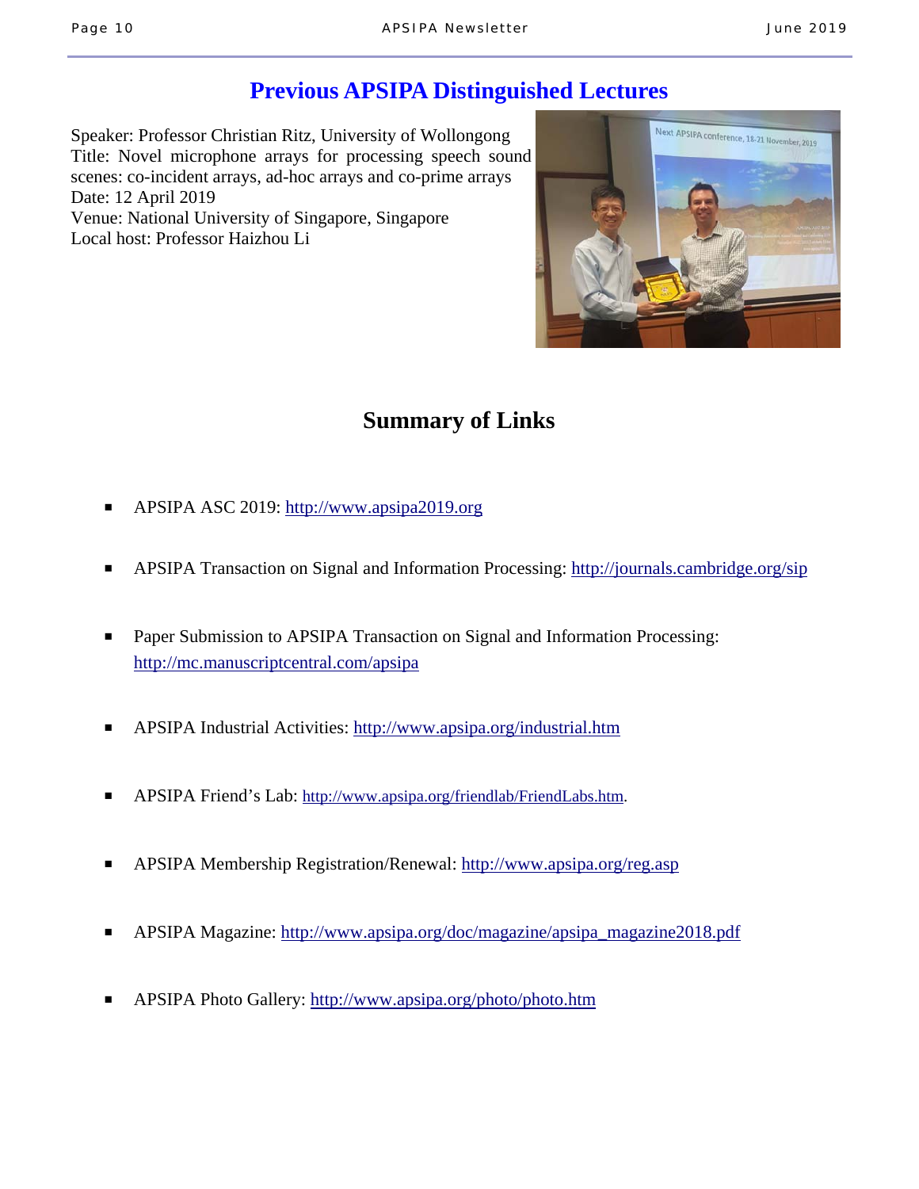## Previous APSIPA Distinguished Lectures

Speaker: Professor Christian Ritz, University of Wollongong
Title: Novel microphone arrays for processing speech sound scenes: co-incident arrays, ad-hoc arrays and co-prime arrays
Date: 12 April 2019
Venue: National University of Singapore, Singapore
Local host: Professor Haizhou Li

## Summary of Links

- APSIPA ASC 2019: http://www.apsipa2019.org
- APSIPA Transaction on Signal and Information Processing: http://journals.cambridge.org/sip
- Paper Submission to APSIPA Transaction on Signal and Information Processing: http://mc.manuscriptcentral.com/apsipa
- APSIPA Industrial Activities: http://www.apsipa.org/industrial.htm
- APSIPA Friend's Lab: http://www.apsipa.org/friendlab/FriendLabs.htm.
- APSIPA Membership Registration/Renewal: http://www.apsipa.org/reg.asp
- APSIPA Magazine: http://www.apsipa.org/doc/magazine/apsipa_magazine2018.pdf
- APSIPA Photo Gallery: http://www.apsipa.org/photo/photo.htm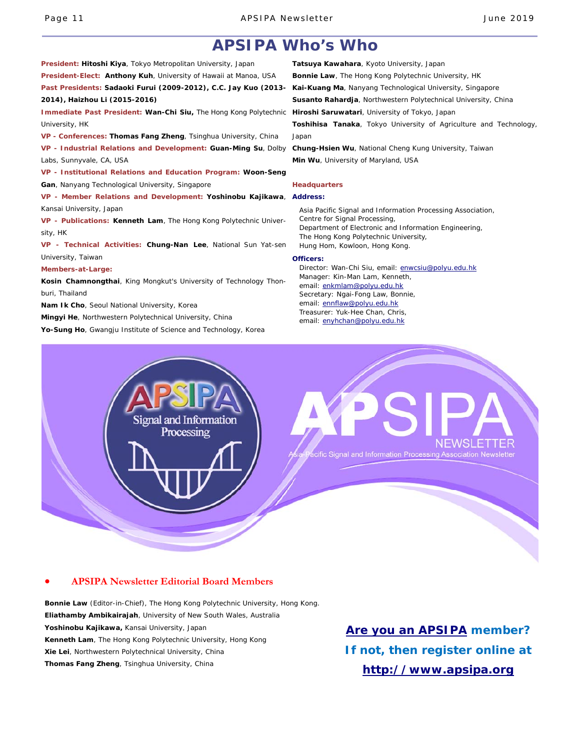# APSIPA Who's Who

**President:** **Hitoshi Kiya**, Tokyo Metropolitan University, Japan

**President-Elect:** **Anthony Kuh**, University of Hawaii at Manoa, USA

**Past Presidents:** **Sadaoki Furui (2009-2012), C.C. Jay Kuo (2013-2014), Haizhou Li (2015-2016)**

**Immediate Past President:** **Wan-Chi Siu,** The Hong Kong Polytechnic University, HK

**VP - Conferences:** **Thomas Fang Zheng**, Tsinghua University, China

**VP - Industrial Relations and Development:** **Guan-Ming Su**, Dolby Labs, Sunnyvale, CA, USA

**VP - Institutional Relations and Education Program:** **Woon-Seng Gan**, Nanyang Technological University, Singapore

**VP - Member Relations and Development:** **Yoshinobu Kajikawa**, Kansai University, Japan

**VP - Publications:** **Kenneth Lam**, The Hong Kong Polytechnic University, HK

**VP - Technical Activities:** **Chung-Nan Lee**, National Sun Yat-sen University, Taiwan

**Members-at-Large:**

**Kosin Chamnongthai**, King Mongkut's University of Technology Thonburi, Thailand

**Nam Ik Cho**, Seoul National University, Korea

**Mingyi He**, Northwestern Polytechnical University, China

**Yo-Sung Ho**, Gwangju Institute of Science and Technology, Korea

**Tatsuya Kawahara**, Kyoto University, Japan

**Bonnie Law**, The Hong Kong Polytechnic University, HK

**Kai-Kuang Ma**, Nanyang Technological University, Singapore

**Susanto Rahardja**, Northwestern Polytechnical University, China

**Hiroshi Saruwatari**, University of Tokyo, Japan

**Toshihisa Tanaka**, Tokyo University of Agriculture and Technology, Japan

**Chung-Hsien Wu**, National Cheng Kung University, Taiwan

**Min Wu**, University of Maryland, USA

**Headquarters**

**Address:**

Asia Pacific Signal and Information Processing Association,
Centre for Signal Processing,
Department of Electronic and Information Engineering,
The Hong Kong Polytechnic University,
Hung Hom, Kowloon, Hong Kong.

**Officers:**

Director: Wan-Chi Siu, email: enwcsiu@polyu.edu.hk
Manager: Kin-Man Lam, Kenneth,
email: enkmlam@polyu.edu.hk
Secretary: Ngai-Fong Law, Bonnie,
email: ennflaw@polyu.edu.hk
Treasurer: Yuk-Hee Chan, Chris,
email: enyhchan@polyu.edu.hk

APSIPA Signal and Information Processing

APSIPA NEWSLETTER

Asia-Pacific Signal and Information Processing Association Newsletter

## APSIPA Newsletter Editorial Board Members

**Bonnie Law** (Editor-in-Chief), The Hong Kong Polytechnic University, Hong Kong.
**Eliathamby Ambikairajah**, University of New South Wales, Australia
**Yoshinobu Kajikawa,** Kansai University, Japan
**Kenneth Lam**, The Hong Kong Polytechnic University, Hong Kong
**Xie Lei**, Northwestern Polytechnical University, China
**Thomas Fang Zheng**, Tsinghua University, China

**Are you an APSIPA member? If not, then register online at http://www.apsipa.org**